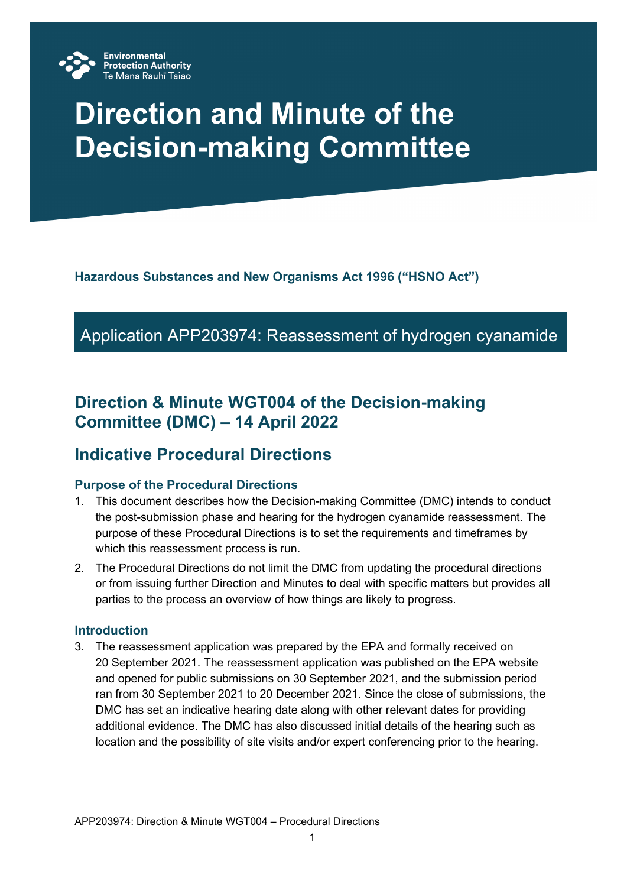Environmental Protection Authority
Te Mana Rauhī Taiao

# Direction and Minute of the Decision-making Committee

**Hazardous Substances and New Organisms Act 1996 ("HSNO Act")**

Application APP203974: Reassessment of hydrogen cyanamide

## Direction & Minute WGT004 of the Decision-making Committee (DMC) – 14 April 2022

## Indicative Procedural Directions

### Purpose of the Procedural Directions

1. This document describes how the Decision-making Committee (DMC) intends to conduct the post-submission phase and hearing for the hydrogen cyanamide reassessment. The purpose of these Procedural Directions is to set the requirements and timeframes by which this reassessment process is run.
2. The Procedural Directions do not limit the DMC from updating the procedural directions or from issuing further Direction and Minutes to deal with specific matters but provides all parties to the process an overview of how things are likely to progress.

### Introduction

3. The reassessment application was prepared by the EPA and formally received on 20 September 2021. The reassessment application was published on the EPA website and opened for public submissions on 30 September 2021, and the submission period ran from 30 September 2021 to 20 December 2021. Since the close of submissions, the DMC has set an indicative hearing date along with other relevant dates for providing additional evidence. The DMC has also discussed initial details of the hearing such as location and the possibility of site visits and/or expert conferencing prior to the hearing.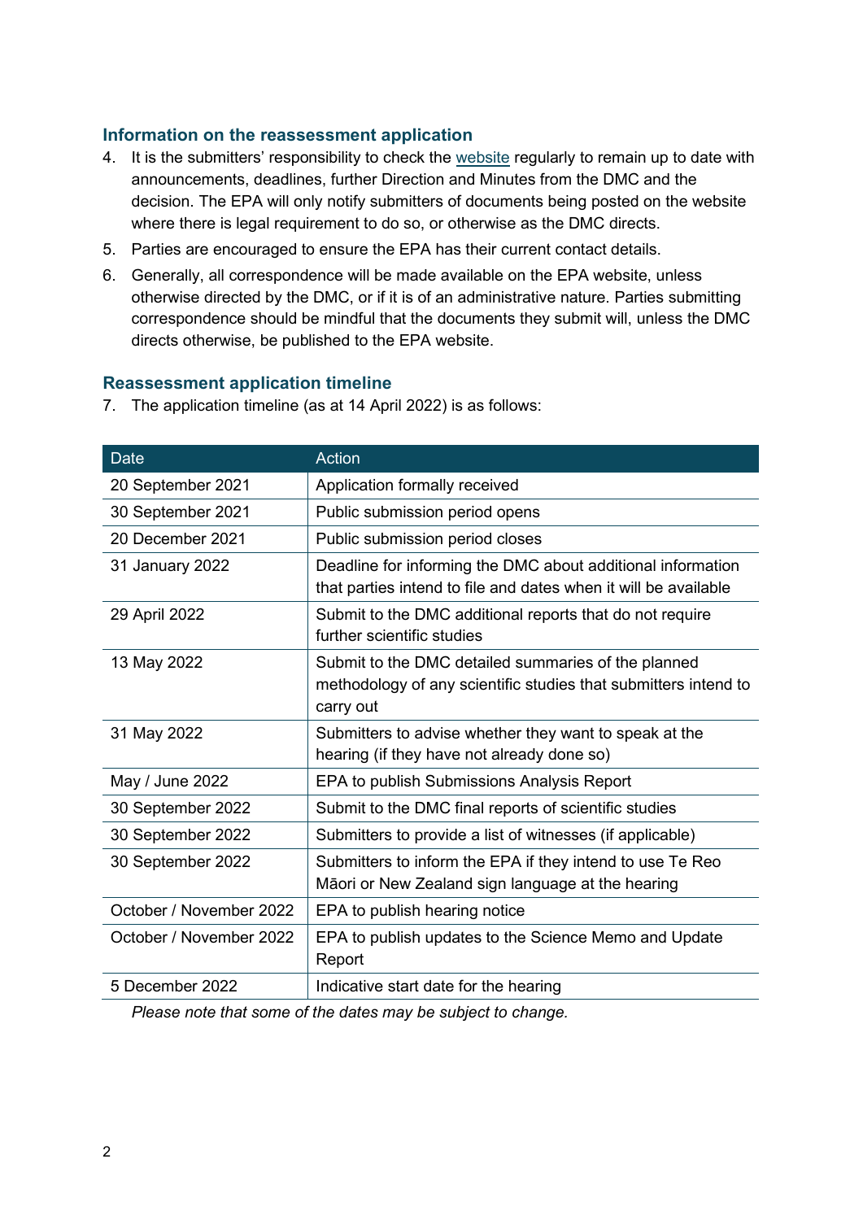## Information on the reassessment application

4. It is the submitters' responsibility to check the website regularly to remain up to date with announcements, deadlines, further Direction and Minutes from the DMC and the decision. The EPA will only notify submitters of documents being posted on the website where there is legal requirement to do so, or otherwise as the DMC directs.
5. Parties are encouraged to ensure the EPA has their current contact details.
6. Generally, all correspondence will be made available on the EPA website, unless otherwise directed by the DMC, or if it is of an administrative nature. Parties submitting correspondence should be mindful that the documents they submit will, unless the DMC directs otherwise, be published to the EPA website.

## Reassessment application timeline

7. The application timeline (as at 14 April 2022) is as follows:

| Date | Action |
|---|---|
| 20 September 2021 | Application formally received |
| 30 September 2021 | Public submission period opens |
| 20 December 2021 | Public submission period closes |
| 31 January 2022 | Deadline for informing the DMC about additional information that parties intend to file and dates when it will be available |
| 29 April 2022 | Submit to the DMC additional reports that do not require further scientific studies |
| 13 May 2022 | Submit to the DMC detailed summaries of the planned methodology of any scientific studies that submitters intend to carry out |
| 31 May 2022 | Submitters to advise whether they want to speak at the hearing (if they have not already done so) |
| May / June 2022 | EPA to publish Submissions Analysis Report |
| 30 September 2022 | Submit to the DMC final reports of scientific studies |
| 30 September 2022 | Submitters to provide a list of witnesses (if applicable) |
| 30 September 2022 | Submitters to inform the EPA if they intend to use Te Reo Māori or New Zealand sign language at the hearing |
| October / November 2022 | EPA to publish hearing notice |
| October / November 2022 | EPA to publish updates to the Science Memo and Update Report |
| 5 December 2022 | Indicative start date for the hearing |

*Please note that some of the dates may be subject to change.*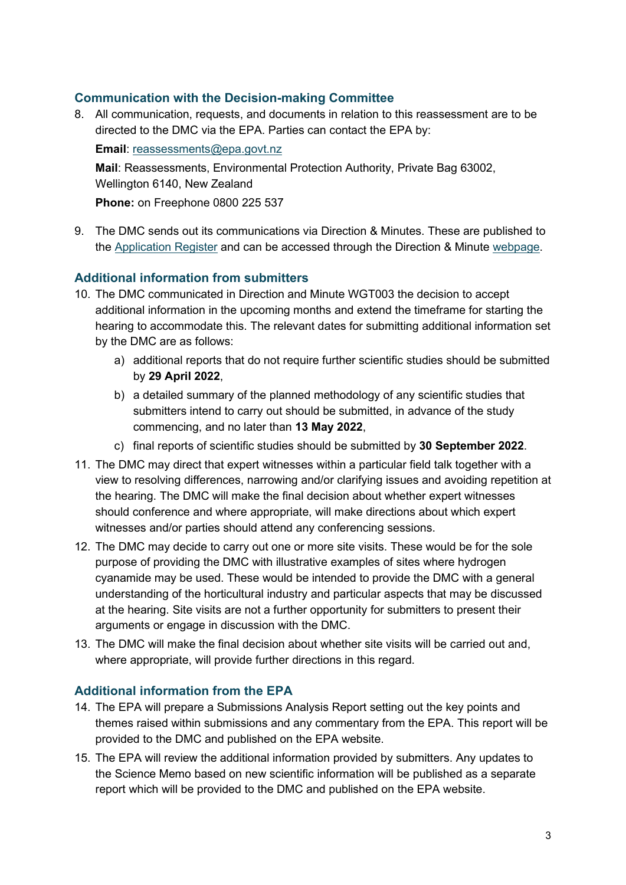## Communication with the Decision-making Committee

8. All communication, requests, and documents in relation to this reassessment are to be directed to the DMC via the EPA. Parties can contact the EPA by:

   **Email**: reassessments@epa.govt.nz

   **Mail**: Reassessments, Environmental Protection Authority, Private Bag 63002, Wellington 6140, New Zealand

   **Phone:** on Freephone 0800 225 537

9. The DMC sends out its communications via Direction & Minutes. These are published to the Application Register and can be accessed through the Direction & Minute webpage.

## Additional information from submitters

10. The DMC communicated in Direction and Minute WGT003 the decision to accept additional information in the upcoming months and extend the timeframe for starting the hearing to accommodate this. The relevant dates for submitting additional information set by the DMC are as follows:
    a) additional reports that do not require further scientific studies should be submitted by **29 April 2022**,
    b) a detailed summary of the planned methodology of any scientific studies that submitters intend to carry out should be submitted, in advance of the study commencing, and no later than **13 May 2022**,
    c) final reports of scientific studies should be submitted by **30 September 2022**.
11. The DMC may direct that expert witnesses within a particular field talk together with a view to resolving differences, narrowing and/or clarifying issues and avoiding repetition at the hearing. The DMC will make the final decision about whether expert witnesses should conference and where appropriate, will make directions about which expert witnesses and/or parties should attend any conferencing sessions.
12. The DMC may decide to carry out one or more site visits. These would be for the sole purpose of providing the DMC with illustrative examples of sites where hydrogen cyanamide may be used. These would be intended to provide the DMC with a general understanding of the horticultural industry and particular aspects that may be discussed at the hearing. Site visits are not a further opportunity for submitters to present their arguments or engage in discussion with the DMC.
13. The DMC will make the final decision about whether site visits will be carried out and, where appropriate, will provide further directions in this regard.

## Additional information from the EPA

14. The EPA will prepare a Submissions Analysis Report setting out the key points and themes raised within submissions and any commentary from the EPA. This report will be provided to the DMC and published on the EPA website.
15. The EPA will review the additional information provided by submitters. Any updates to the Science Memo based on new scientific information will be published as a separate report which will be provided to the DMC and published on the EPA website.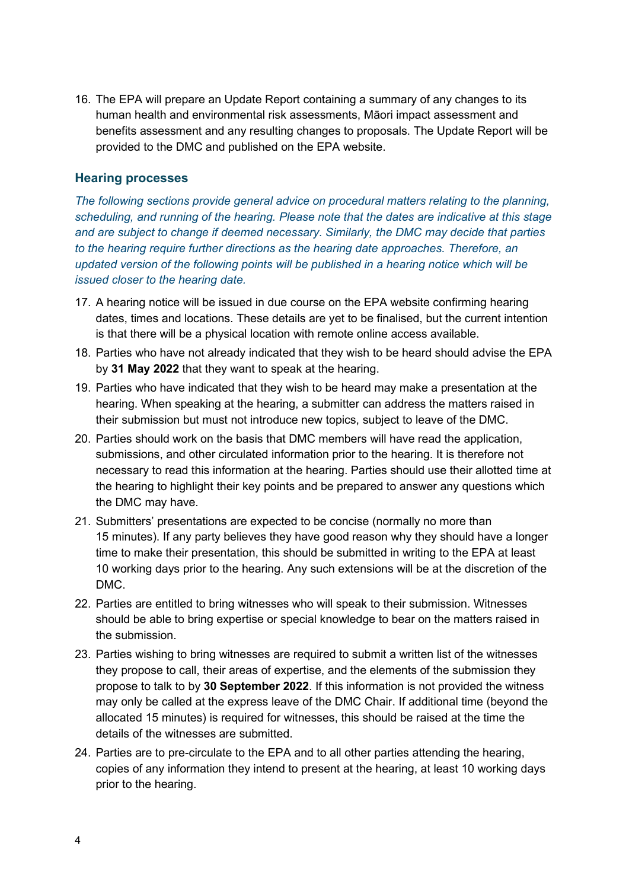16. The EPA will prepare an Update Report containing a summary of any changes to its human health and environmental risk assessments, Māori impact assessment and benefits assessment and any resulting changes to proposals. The Update Report will be provided to the DMC and published on the EPA website.

## Hearing processes

*The following sections provide general advice on procedural matters relating to the planning, scheduling, and running of the hearing. Please note that the dates are indicative at this stage and are subject to change if deemed necessary. Similarly, the DMC may decide that parties to the hearing require further directions as the hearing date approaches. Therefore, an updated version of the following points will be published in a hearing notice which will be issued closer to the hearing date.*

17. A hearing notice will be issued in due course on the EPA website confirming hearing dates, times and locations. These details are yet to be finalised, but the current intention is that there will be a physical location with remote online access available.
18. Parties who have not already indicated that they wish to be heard should advise the EPA by **31 May 2022** that they want to speak at the hearing.
19. Parties who have indicated that they wish to be heard may make a presentation at the hearing. When speaking at the hearing, a submitter can address the matters raised in their submission but must not introduce new topics, subject to leave of the DMC.
20. Parties should work on the basis that DMC members will have read the application, submissions, and other circulated information prior to the hearing. It is therefore not necessary to read this information at the hearing. Parties should use their allotted time at the hearing to highlight their key points and be prepared to answer any questions which the DMC may have.
21. Submitters' presentations are expected to be concise (normally no more than 15 minutes). If any party believes they have good reason why they should have a longer time to make their presentation, this should be submitted in writing to the EPA at least 10 working days prior to the hearing. Any such extensions will be at the discretion of the DMC.
22. Parties are entitled to bring witnesses who will speak to their submission. Witnesses should be able to bring expertise or special knowledge to bear on the matters raised in the submission.
23. Parties wishing to bring witnesses are required to submit a written list of the witnesses they propose to call, their areas of expertise, and the elements of the submission they propose to talk to by **30 September 2022**. If this information is not provided the witness may only be called at the express leave of the DMC Chair. If additional time (beyond the allocated 15 minutes) is required for witnesses, this should be raised at the time the details of the witnesses are submitted.
24. Parties are to pre-circulate to the EPA and to all other parties attending the hearing, copies of any information they intend to present at the hearing, at least 10 working days prior to the hearing.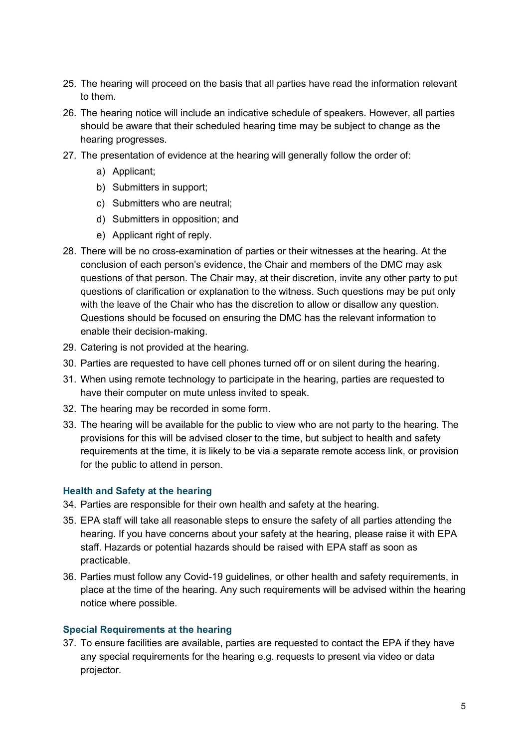25. The hearing will proceed on the basis that all parties have read the information relevant to them.
26. The hearing notice will include an indicative schedule of speakers. However, all parties should be aware that their scheduled hearing time may be subject to change as the hearing progresses.
27. The presentation of evidence at the hearing will generally follow the order of:
    a) Applicant;
    b) Submitters in support;
    c) Submitters who are neutral;
    d) Submitters in opposition; and
    e) Applicant right of reply.
28. There will be no cross-examination of parties or their witnesses at the hearing. At the conclusion of each person's evidence, the Chair and members of the DMC may ask questions of that person. The Chair may, at their discretion, invite any other party to put questions of clarification or explanation to the witness. Such questions may be put only with the leave of the Chair who has the discretion to allow or disallow any question. Questions should be focused on ensuring the DMC has the relevant information to enable their decision-making.
29. Catering is not provided at the hearing.
30. Parties are requested to have cell phones turned off or on silent during the hearing.
31. When using remote technology to participate in the hearing, parties are requested to have their computer on mute unless invited to speak.
32. The hearing may be recorded in some form.
33. The hearing will be available for the public to view who are not party to the hearing. The provisions for this will be advised closer to the time, but subject to health and safety requirements at the time, it is likely to be via a separate remote access link, or provision for the public to attend in person.

### Health and Safety at the hearing

34. Parties are responsible for their own health and safety at the hearing.
35. EPA staff will take all reasonable steps to ensure the safety of all parties attending the hearing. If you have concerns about your safety at the hearing, please raise it with EPA staff. Hazards or potential hazards should be raised with EPA staff as soon as practicable.
36. Parties must follow any Covid-19 guidelines, or other health and safety requirements, in place at the time of the hearing. Any such requirements will be advised within the hearing notice where possible.

### Special Requirements at the hearing

37. To ensure facilities are available, parties are requested to contact the EPA if they have any special requirements for the hearing e.g. requests to present via video or data projector.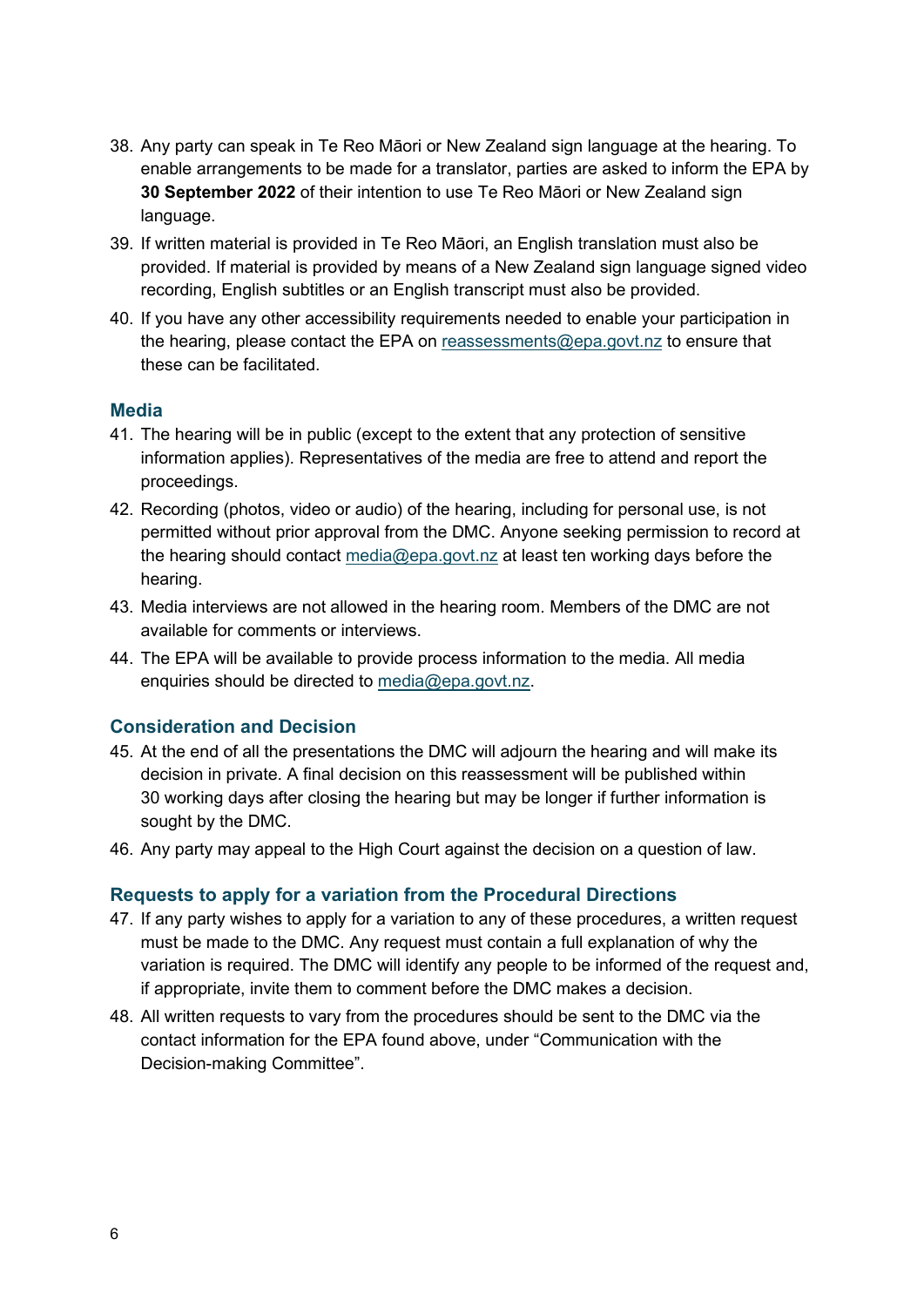38. Any party can speak in Te Reo Māori or New Zealand sign language at the hearing. To enable arrangements to be made for a translator, parties are asked to inform the EPA by **30 September 2022** of their intention to use Te Reo Māori or New Zealand sign language.
39. If written material is provided in Te Reo Māori, an English translation must also be provided. If material is provided by means of a New Zealand sign language signed video recording, English subtitles or an English transcript must also be provided.
40. If you have any other accessibility requirements needed to enable your participation in the hearing, please contact the EPA on reassessments@epa.govt.nz to ensure that these can be facilitated.

### Media

41. The hearing will be in public (except to the extent that any protection of sensitive information applies). Representatives of the media are free to attend and report the proceedings.
42. Recording (photos, video or audio) of the hearing, including for personal use, is not permitted without prior approval from the DMC. Anyone seeking permission to record at the hearing should contact media@epa.govt.nz at least ten working days before the hearing.
43. Media interviews are not allowed in the hearing room. Members of the DMC are not available for comments or interviews.
44. The EPA will be available to provide process information to the media. All media enquiries should be directed to media@epa.govt.nz.

### Consideration and Decision

45. At the end of all the presentations the DMC will adjourn the hearing and will make its decision in private. A final decision on this reassessment will be published within 30 working days after closing the hearing but may be longer if further information is sought by the DMC.
46. Any party may appeal to the High Court against the decision on a question of law.

### Requests to apply for a variation from the Procedural Directions

47. If any party wishes to apply for a variation to any of these procedures, a written request must be made to the DMC. Any request must contain a full explanation of why the variation is required. The DMC will identify any people to be informed of the request and, if appropriate, invite them to comment before the DMC makes a decision.
48. All written requests to vary from the procedures should be sent to the DMC via the contact information for the EPA found above, under "Communication with the Decision-making Committee".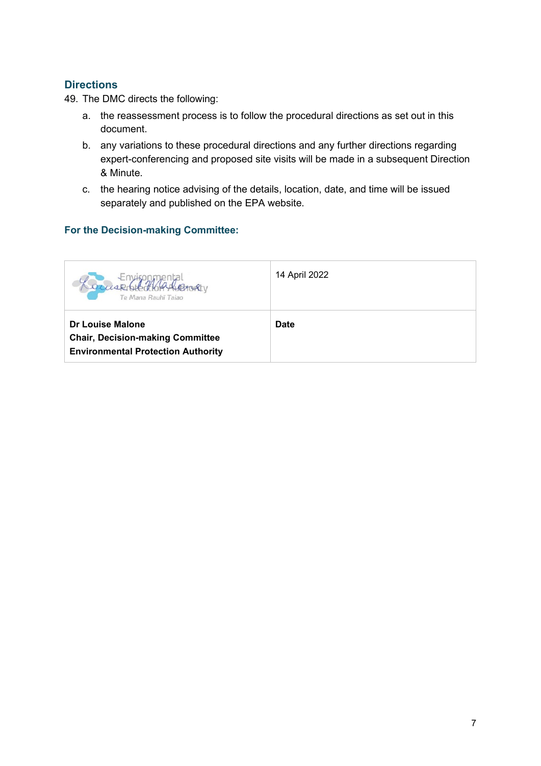## Directions

49. The DMC directs the following:

    a. the reassessment process is to follow the procedural directions as set out in this document.

    b. any variations to these procedural directions and any further directions regarding expert-conferencing and proposed site visits will be made in a subsequent Direction & Minute.

    c. the hearing notice advising of the details, location, date, and time will be issued separately and published on the EPA website.

### For the Decision-making Committee:

| | |
|---|---|
| | 14 April 2022 |
| **Dr Louise Malone**<br>**Chair, Decision-making Committee**<br>**Environmental Protection Authority** | **Date** |